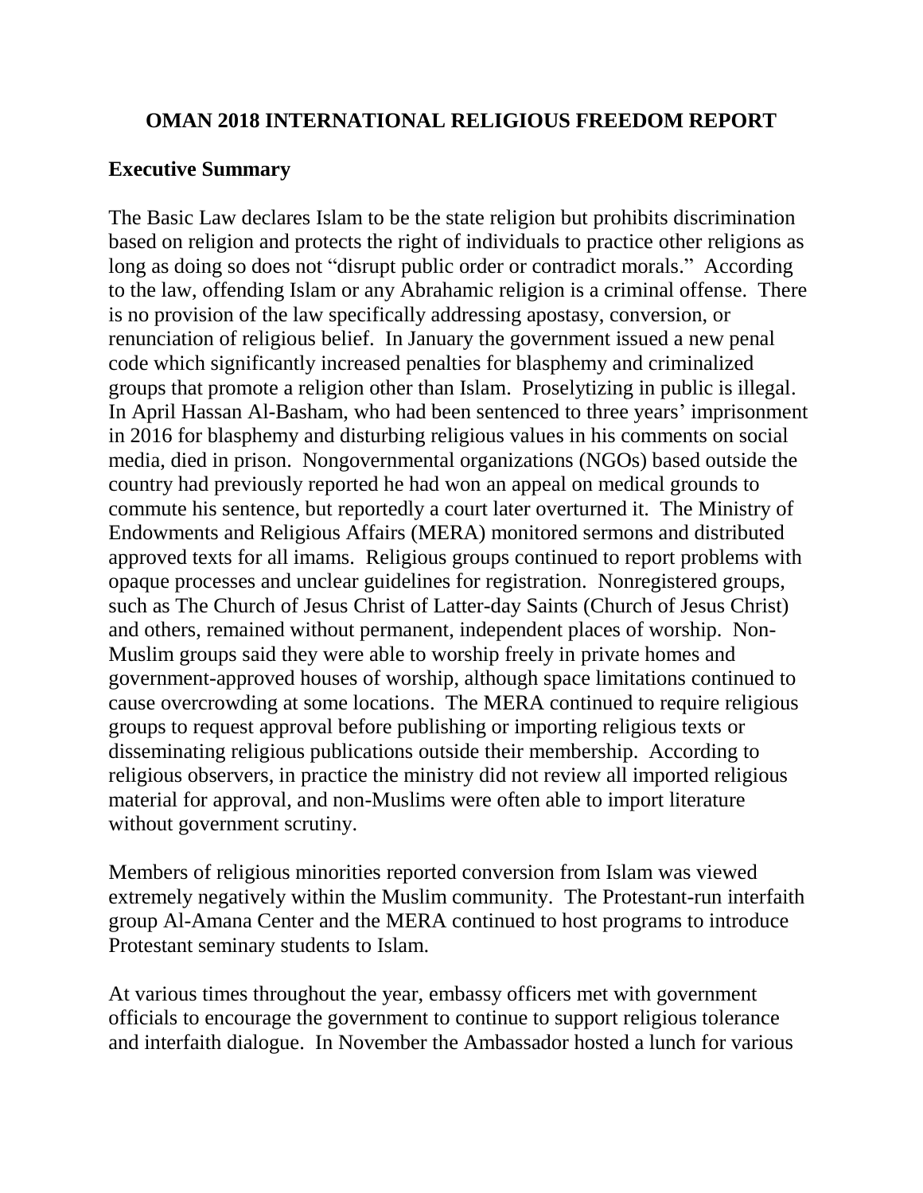# OMAN 2018 INTERNATIONAL RELIGIOUS FREEDOM REPORT

## Executive Summary

The Basic Law declares Islam to be the state religion but prohibits discrimination based on religion and protects the right of individuals to practice other religions as long as doing so does not "disrupt public order or contradict morals." According to the law, offending Islam or any Abrahamic religion is a criminal offense. There is no provision of the law specifically addressing apostasy, conversion, or renunciation of religious belief. In January the government issued a new penal code which significantly increased penalties for blasphemy and criminalized groups that promote a religion other than Islam. Proselytizing in public is illegal. In April Hassan Al-Basham, who had been sentenced to three years' imprisonment in 2016 for blasphemy and disturbing religious values in his comments on social media, died in prison. Nongovernmental organizations (NGOs) based outside the country had previously reported he had won an appeal on medical grounds to commute his sentence, but reportedly a court later overturned it. The Ministry of Endowments and Religious Affairs (MERA) monitored sermons and distributed approved texts for all imams. Religious groups continued to report problems with opaque processes and unclear guidelines for registration. Nonregistered groups, such as The Church of Jesus Christ of Latter-day Saints (Church of Jesus Christ) and others, remained without permanent, independent places of worship. Non-Muslim groups said they were able to worship freely in private homes and government-approved houses of worship, although space limitations continued to cause overcrowding at some locations. The MERA continued to require religious groups to request approval before publishing or importing religious texts or disseminating religious publications outside their membership. According to religious observers, in practice the ministry did not review all imported religious material for approval, and non-Muslims were often able to import literature without government scrutiny.

Members of religious minorities reported conversion from Islam was viewed extremely negatively within the Muslim community. The Protestant-run interfaith group Al-Amana Center and the MERA continued to host programs to introduce Protestant seminary students to Islam.

At various times throughout the year, embassy officers met with government officials to encourage the government to continue to support religious tolerance and interfaith dialogue. In November the Ambassador hosted a lunch for various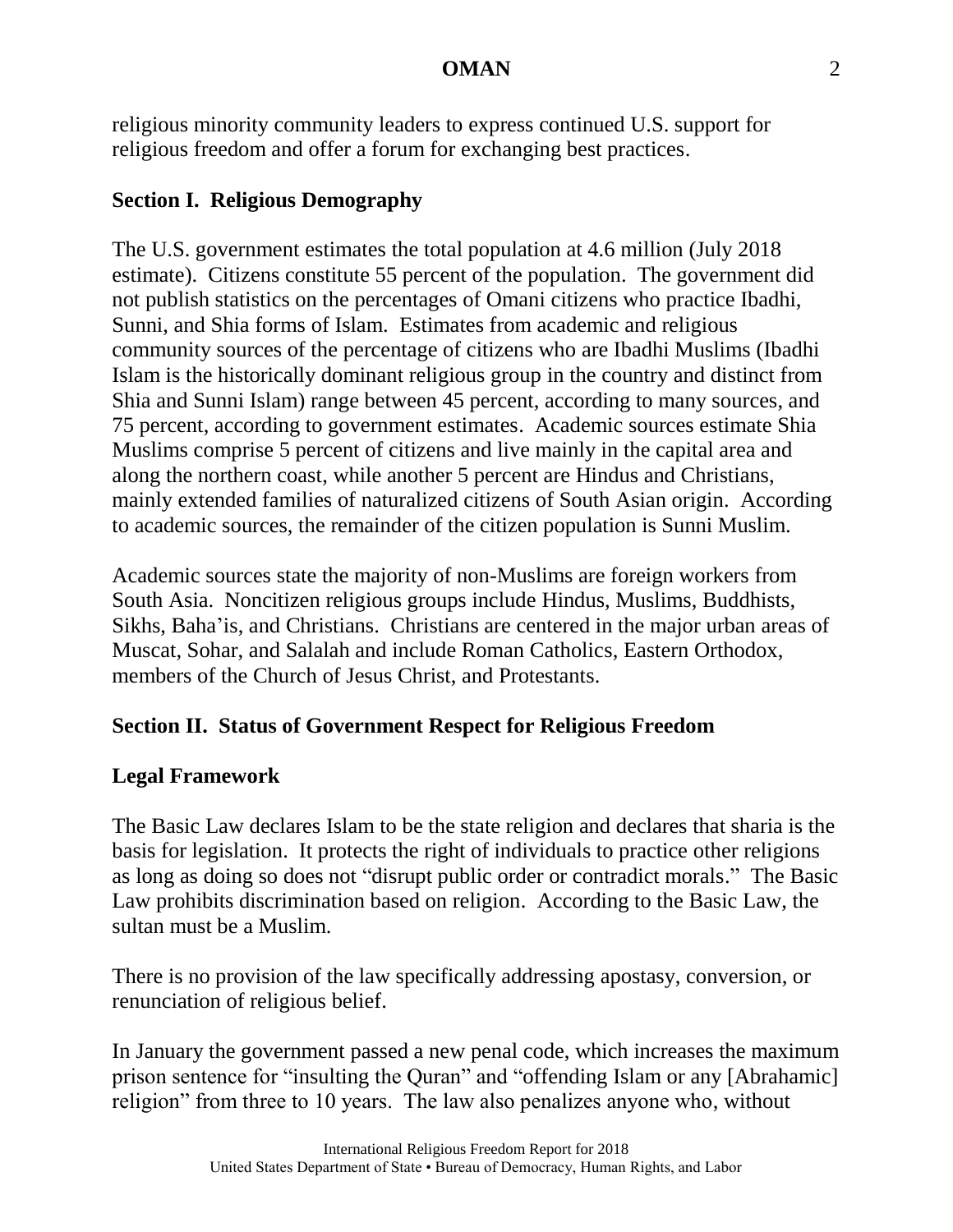religious minority community leaders to express continued U.S. support for religious freedom and offer a forum for exchanging best practices.

## Section I. Religious Demography

The U.S. government estimates the total population at 4.6 million (July 2018 estimate). Citizens constitute 55 percent of the population. The government did not publish statistics on the percentages of Omani citizens who practice Ibadhi, Sunni, and Shia forms of Islam. Estimates from academic and religious community sources of the percentage of citizens who are Ibadhi Muslims (Ibadhi Islam is the historically dominant religious group in the country and distinct from Shia and Sunni Islam) range between 45 percent, according to many sources, and 75 percent, according to government estimates. Academic sources estimate Shia Muslims comprise 5 percent of citizens and live mainly in the capital area and along the northern coast, while another 5 percent are Hindus and Christians, mainly extended families of naturalized citizens of South Asian origin. According to academic sources, the remainder of the citizen population is Sunni Muslim.

Academic sources state the majority of non-Muslims are foreign workers from South Asia. Noncitizen religious groups include Hindus, Muslims, Buddhists, Sikhs, Baha'is, and Christians. Christians are centered in the major urban areas of Muscat, Sohar, and Salalah and include Roman Catholics, Eastern Orthodox, members of the Church of Jesus Christ, and Protestants.

## Section II. Status of Government Respect for Religious Freedom

### Legal Framework

The Basic Law declares Islam to be the state religion and declares that sharia is the basis for legislation. It protects the right of individuals to practice other religions as long as doing so does not "disrupt public order or contradict morals." The Basic Law prohibits discrimination based on religion. According to the Basic Law, the sultan must be a Muslim.

There is no provision of the law specifically addressing apostasy, conversion, or renunciation of religious belief.

In January the government passed a new penal code, which increases the maximum prison sentence for "insulting the Quran" and "offending Islam or any [Abrahamic] religion" from three to 10 years. The law also penalizes anyone who, without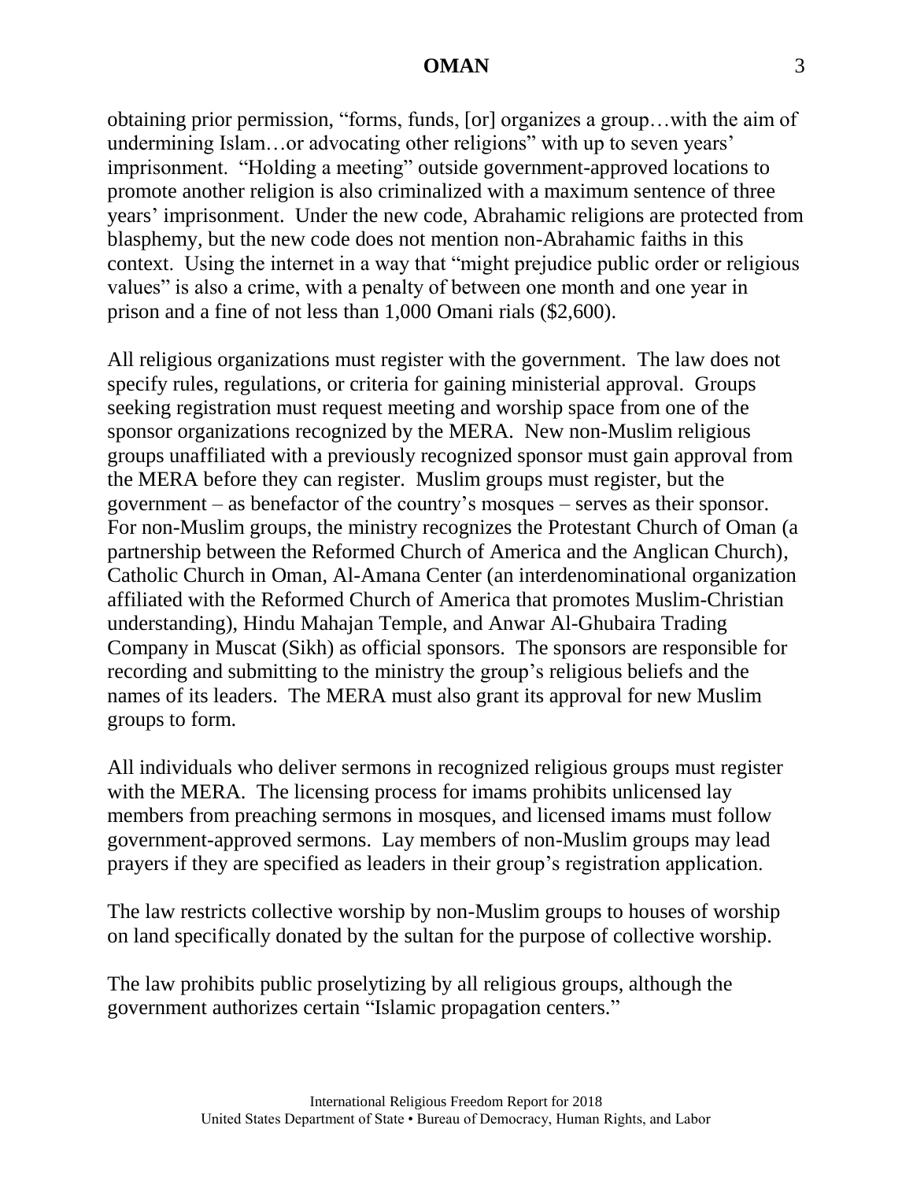obtaining prior permission, "forms, funds, [or] organizes a group…with the aim of undermining Islam…or advocating other religions" with up to seven years' imprisonment. "Holding a meeting" outside government-approved locations to promote another religion is also criminalized with a maximum sentence of three years' imprisonment. Under the new code, Abrahamic religions are protected from blasphemy, but the new code does not mention non-Abrahamic faiths in this context. Using the internet in a way that "might prejudice public order or religious values" is also a crime, with a penalty of between one month and one year in prison and a fine of not less than 1,000 Omani rials ($2,600).

All religious organizations must register with the government. The law does not specify rules, regulations, or criteria for gaining ministerial approval. Groups seeking registration must request meeting and worship space from one of the sponsor organizations recognized by the MERA. New non-Muslim religious groups unaffiliated with a previously recognized sponsor must gain approval from the MERA before they can register. Muslim groups must register, but the government – as benefactor of the country's mosques – serves as their sponsor. For non-Muslim groups, the ministry recognizes the Protestant Church of Oman (a partnership between the Reformed Church of America and the Anglican Church), Catholic Church in Oman, Al-Amana Center (an interdenominational organization affiliated with the Reformed Church of America that promotes Muslim-Christian understanding), Hindu Mahajan Temple, and Anwar Al-Ghubaira Trading Company in Muscat (Sikh) as official sponsors. The sponsors are responsible for recording and submitting to the ministry the group's religious beliefs and the names of its leaders. The MERA must also grant its approval for new Muslim groups to form.

All individuals who deliver sermons in recognized religious groups must register with the MERA. The licensing process for imams prohibits unlicensed lay members from preaching sermons in mosques, and licensed imams must follow government-approved sermons. Lay members of non-Muslim groups may lead prayers if they are specified as leaders in their group's registration application.

The law restricts collective worship by non-Muslim groups to houses of worship on land specifically donated by the sultan for the purpose of collective worship.

The law prohibits public proselytizing by all religious groups, although the government authorizes certain "Islamic propagation centers."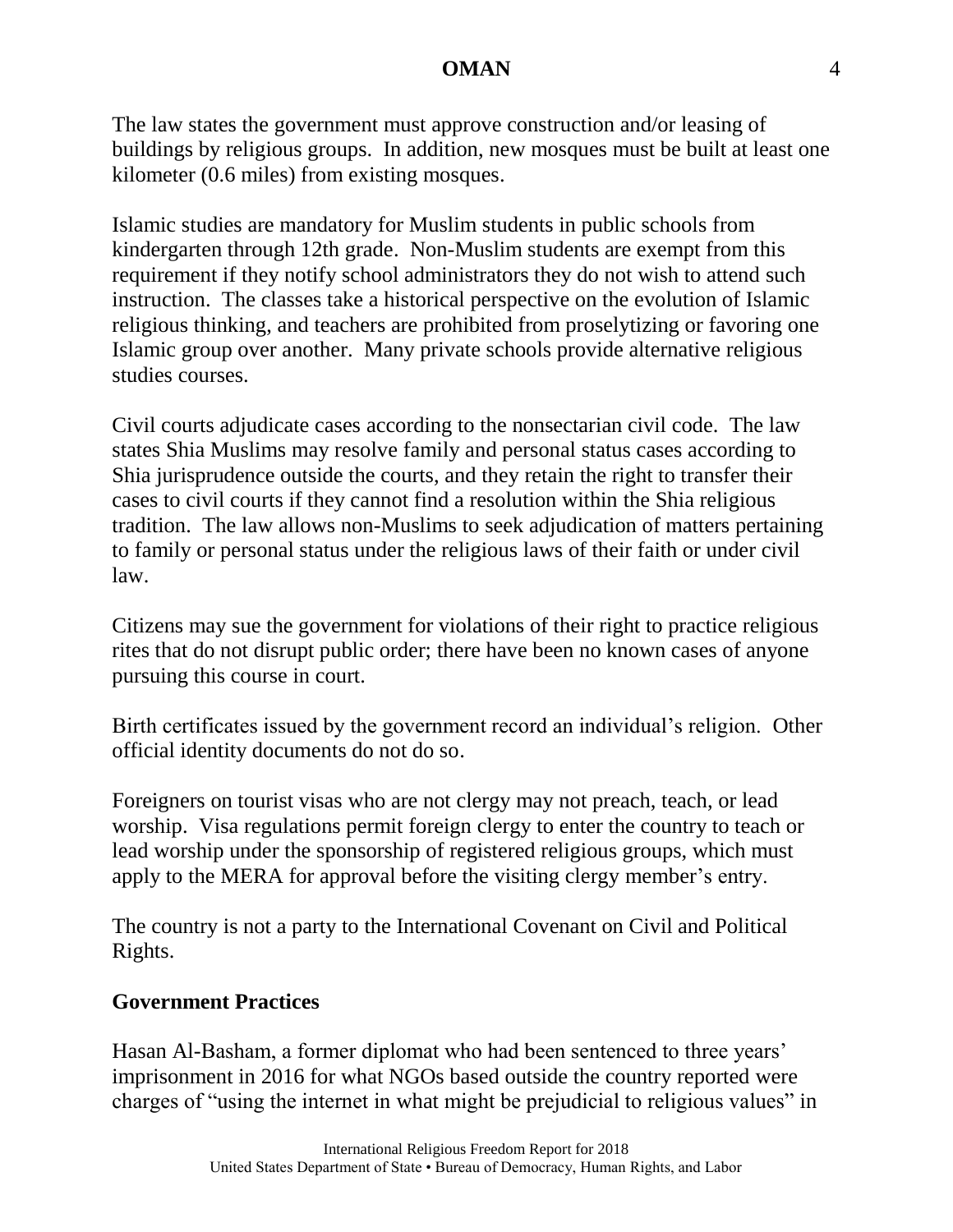The law states the government must approve construction and/or leasing of buildings by religious groups. In addition, new mosques must be built at least one kilometer (0.6 miles) from existing mosques.

Islamic studies are mandatory for Muslim students in public schools from kindergarten through 12th grade. Non-Muslim students are exempt from this requirement if they notify school administrators they do not wish to attend such instruction. The classes take a historical perspective on the evolution of Islamic religious thinking, and teachers are prohibited from proselytizing or favoring one Islamic group over another. Many private schools provide alternative religious studies courses.

Civil courts adjudicate cases according to the nonsectarian civil code. The law states Shia Muslims may resolve family and personal status cases according to Shia jurisprudence outside the courts, and they retain the right to transfer their cases to civil courts if they cannot find a resolution within the Shia religious tradition. The law allows non-Muslims to seek adjudication of matters pertaining to family or personal status under the religious laws of their faith or under civil law.

Citizens may sue the government for violations of their right to practice religious rites that do not disrupt public order; there have been no known cases of anyone pursuing this course in court.

Birth certificates issued by the government record an individual's religion. Other official identity documents do not do so.

Foreigners on tourist visas who are not clergy may not preach, teach, or lead worship. Visa regulations permit foreign clergy to enter the country to teach or lead worship under the sponsorship of registered religious groups, which must apply to the MERA for approval before the visiting clergy member's entry.

The country is not a party to the International Covenant on Civil and Political Rights.

## Government Practices

Hasan Al-Basham, a former diplomat who had been sentenced to three years' imprisonment in 2016 for what NGOs based outside the country reported were charges of "using the internet in what might be prejudicial to religious values" in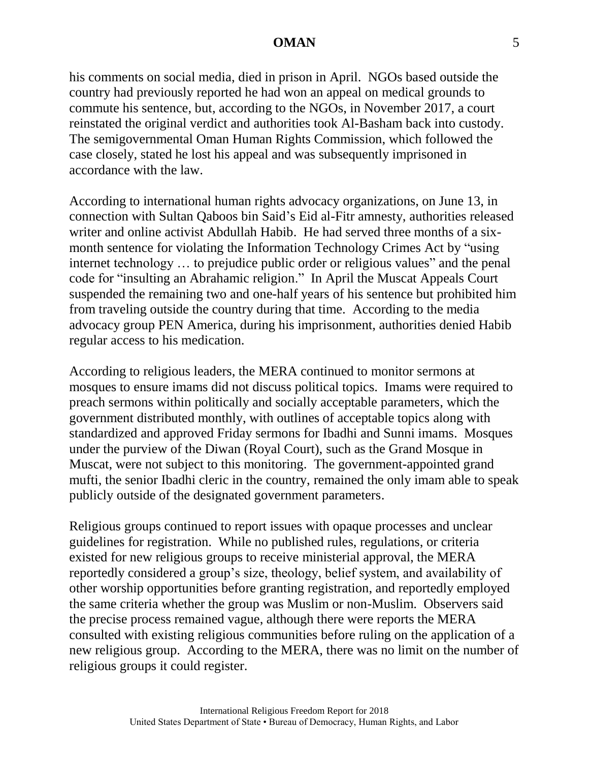his comments on social media, died in prison in April. NGOs based outside the country had previously reported he had won an appeal on medical grounds to commute his sentence, but, according to the NGOs, in November 2017, a court reinstated the original verdict and authorities took Al-Basham back into custody. The semigovernmental Oman Human Rights Commission, which followed the case closely, stated he lost his appeal and was subsequently imprisoned in accordance with the law.

According to international human rights advocacy organizations, on June 13, in connection with Sultan Qaboos bin Said's Eid al-Fitr amnesty, authorities released writer and online activist Abdullah Habib. He had served three months of a six-month sentence for violating the Information Technology Crimes Act by "using internet technology … to prejudice public order or religious values" and the penal code for "insulting an Abrahamic religion." In April the Muscat Appeals Court suspended the remaining two and one-half years of his sentence but prohibited him from traveling outside the country during that time. According to the media advocacy group PEN America, during his imprisonment, authorities denied Habib regular access to his medication.

According to religious leaders, the MERA continued to monitor sermons at mosques to ensure imams did not discuss political topics. Imams were required to preach sermons within politically and socially acceptable parameters, which the government distributed monthly, with outlines of acceptable topics along with standardized and approved Friday sermons for Ibadhi and Sunni imams. Mosques under the purview of the Diwan (Royal Court), such as the Grand Mosque in Muscat, were not subject to this monitoring. The government-appointed grand mufti, the senior Ibadhi cleric in the country, remained the only imam able to speak publicly outside of the designated government parameters.

Religious groups continued to report issues with opaque processes and unclear guidelines for registration. While no published rules, regulations, or criteria existed for new religious groups to receive ministerial approval, the MERA reportedly considered a group's size, theology, belief system, and availability of other worship opportunities before granting registration, and reportedly employed the same criteria whether the group was Muslim or non-Muslim. Observers said the precise process remained vague, although there were reports the MERA consulted with existing religious communities before ruling on the application of a new religious group. According to the MERA, there was no limit on the number of religious groups it could register.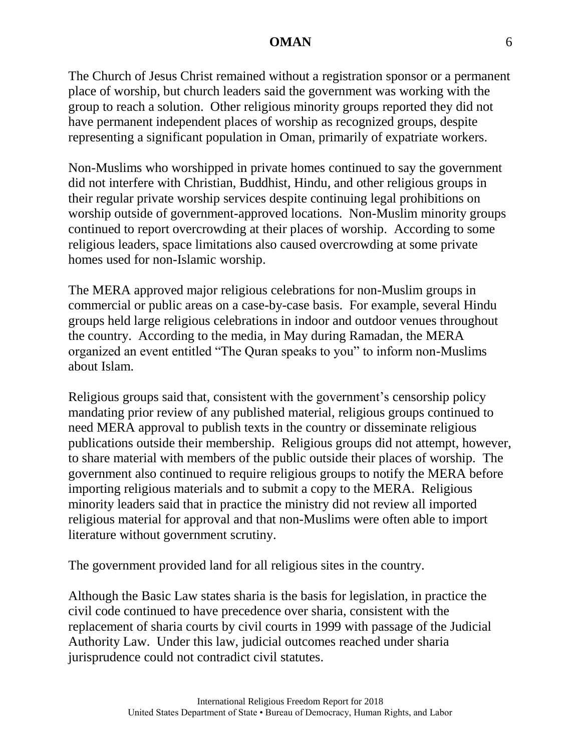The Church of Jesus Christ remained without a registration sponsor or a permanent place of worship, but church leaders said the government was working with the group to reach a solution. Other religious minority groups reported they did not have permanent independent places of worship as recognized groups, despite representing a significant population in Oman, primarily of expatriate workers.

Non-Muslims who worshipped in private homes continued to say the government did not interfere with Christian, Buddhist, Hindu, and other religious groups in their regular private worship services despite continuing legal prohibitions on worship outside of government-approved locations. Non-Muslim minority groups continued to report overcrowding at their places of worship. According to some religious leaders, space limitations also caused overcrowding at some private homes used for non-Islamic worship.

The MERA approved major religious celebrations for non-Muslim groups in commercial or public areas on a case-by-case basis. For example, several Hindu groups held large religious celebrations in indoor and outdoor venues throughout the country. According to the media, in May during Ramadan, the MERA organized an event entitled "The Quran speaks to you" to inform non-Muslims about Islam.

Religious groups said that, consistent with the government's censorship policy mandating prior review of any published material, religious groups continued to need MERA approval to publish texts in the country or disseminate religious publications outside their membership. Religious groups did not attempt, however, to share material with members of the public outside their places of worship. The government also continued to require religious groups to notify the MERA before importing religious materials and to submit a copy to the MERA. Religious minority leaders said that in practice the ministry did not review all imported religious material for approval and that non-Muslims were often able to import literature without government scrutiny.

The government provided land for all religious sites in the country.

Although the Basic Law states sharia is the basis for legislation, in practice the civil code continued to have precedence over sharia, consistent with the replacement of sharia courts by civil courts in 1999 with passage of the Judicial Authority Law. Under this law, judicial outcomes reached under sharia jurisprudence could not contradict civil statutes.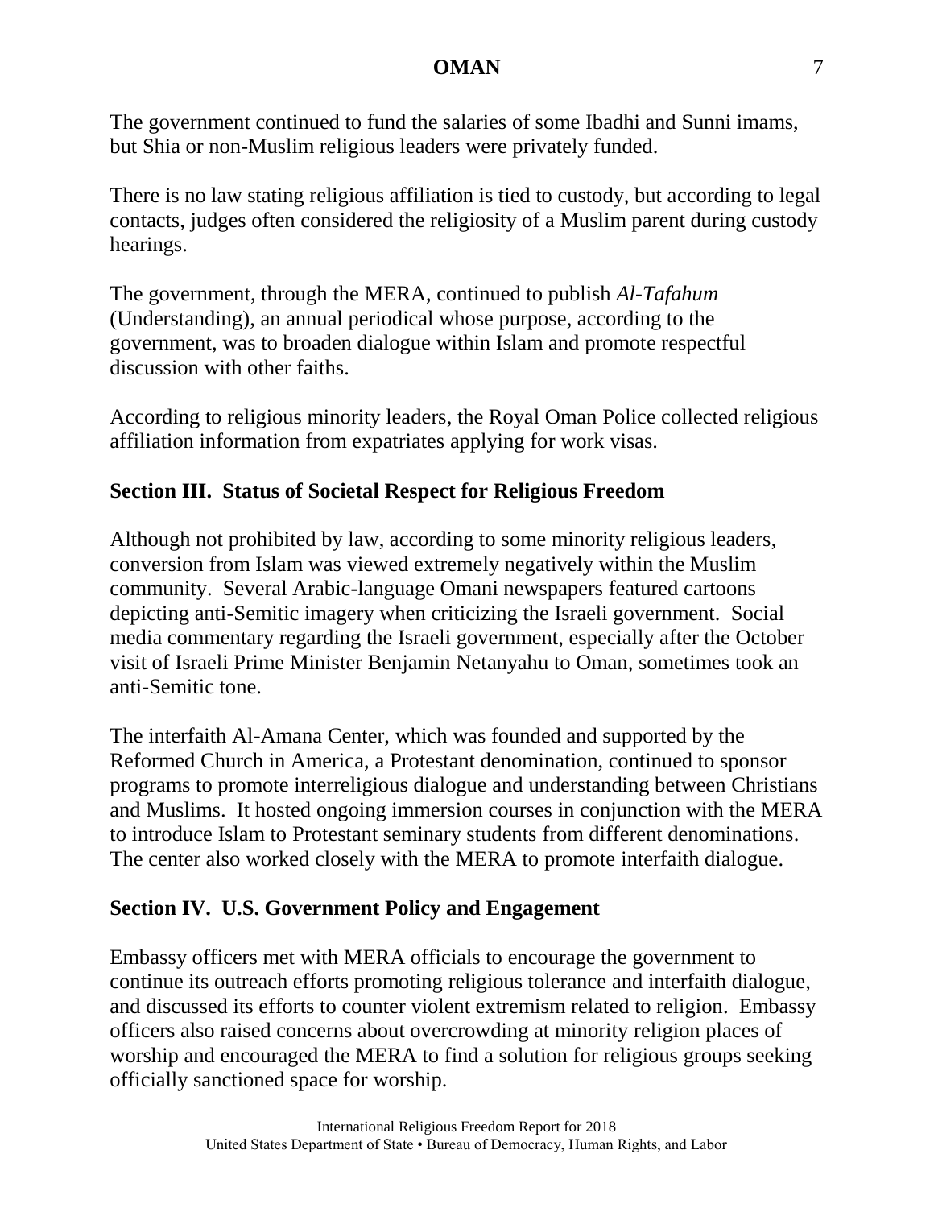The government continued to fund the salaries of some Ibadhi and Sunni imams, but Shia or non-Muslim religious leaders were privately funded.

There is no law stating religious affiliation is tied to custody, but according to legal contacts, judges often considered the religiosity of a Muslim parent during custody hearings.

The government, through the MERA, continued to publish *Al-Tafahum* (Understanding), an annual periodical whose purpose, according to the government, was to broaden dialogue within Islam and promote respectful discussion with other faiths.

According to religious minority leaders, the Royal Oman Police collected religious affiliation information from expatriates applying for work visas.

## Section III. Status of Societal Respect for Religious Freedom

Although not prohibited by law, according to some minority religious leaders, conversion from Islam was viewed extremely negatively within the Muslim community. Several Arabic-language Omani newspapers featured cartoons depicting anti-Semitic imagery when criticizing the Israeli government. Social media commentary regarding the Israeli government, especially after the October visit of Israeli Prime Minister Benjamin Netanyahu to Oman, sometimes took an anti-Semitic tone.

The interfaith Al-Amana Center, which was founded and supported by the Reformed Church in America, a Protestant denomination, continued to sponsor programs to promote interreligious dialogue and understanding between Christians and Muslims. It hosted ongoing immersion courses in conjunction with the MERA to introduce Islam to Protestant seminary students from different denominations. The center also worked closely with the MERA to promote interfaith dialogue.

## Section IV. U.S. Government Policy and Engagement

Embassy officers met with MERA officials to encourage the government to continue its outreach efforts promoting religious tolerance and interfaith dialogue, and discussed its efforts to counter violent extremism related to religion. Embassy officers also raised concerns about overcrowding at minority religion places of worship and encouraged the MERA to find a solution for religious groups seeking officially sanctioned space for worship.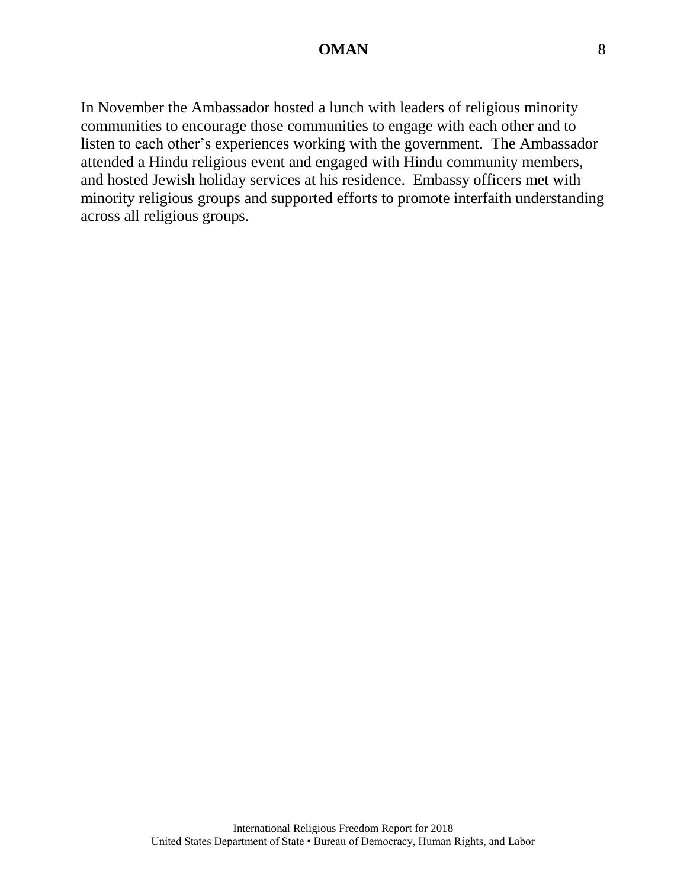In November the Ambassador hosted a lunch with leaders of religious minority communities to encourage those communities to engage with each other and to listen to each other's experiences working with the government. The Ambassador attended a Hindu religious event and engaged with Hindu community members, and hosted Jewish holiday services at his residence. Embassy officers met with minority religious groups and supported efforts to promote interfaith understanding across all religious groups.